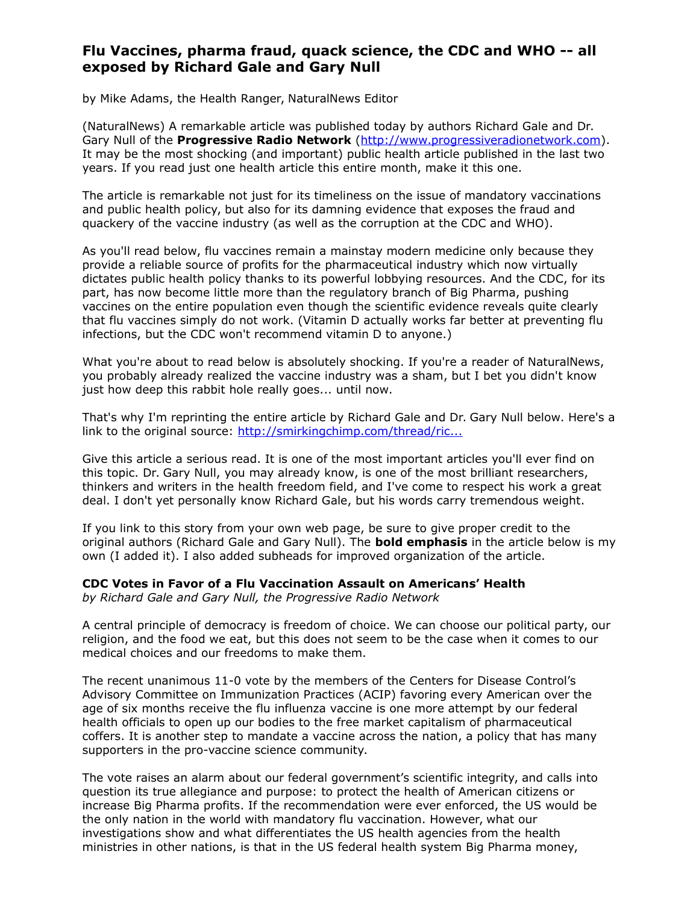# Flu Vaccines, pharma fraud, quack science, the CDC and WHO -- all exposed by Richard Gale and Gary Null

by Mike Adams, the Health Ranger, NaturalNews Editor

(NaturalNews) A remarkable article was published today by authors Richard Gale and Dr. Gary Null of the **Progressive Radio Network** (http://www.progressiveradionetwork.com). It may be the most shocking (and important) public health article published in the last two years. If you read just one health article this entire month, make it this one.

The article is remarkable not just for its timeliness on the issue of mandatory vaccinations and public health policy, but also for its damning evidence that exposes the fraud and quackery of the vaccine industry (as well as the corruption at the CDC and WHO).

As you'll read below, flu vaccines remain a mainstay modern medicine only because they provide a reliable source of profits for the pharmaceutical industry which now virtually dictates public health policy thanks to its powerful lobbying resources. And the CDC, for its part, has now become little more than the regulatory branch of Big Pharma, pushing vaccines on the entire population even though the scientific evidence reveals quite clearly that flu vaccines simply do not work. (Vitamin D actually works far better at preventing flu infections, but the CDC won't recommend vitamin D to anyone.)

What you're about to read below is absolutely shocking. If you're a reader of NaturalNews, you probably already realized the vaccine industry was a sham, but I bet you didn't know just how deep this rabbit hole really goes... until now.

That's why I'm reprinting the entire article by Richard Gale and Dr. Gary Null below. Here's a link to the original source: http://smirkingchimp.com/thread/ric...

Give this article a serious read. It is one of the most important articles you'll ever find on this topic. Dr. Gary Null, you may already know, is one of the most brilliant researchers, thinkers and writers in the health freedom field, and I've come to respect his work a great deal. I don't yet personally know Richard Gale, but his words carry tremendous weight.

If you link to this story from your own web page, be sure to give proper credit to the original authors (Richard Gale and Gary Null). The **bold emphasis** in the article below is my own (I added it). I also added subheads for improved organization of the article.

## CDC Votes in Favor of a Flu Vaccination Assault on Americans' Health

*by Richard Gale and Gary Null, the Progressive Radio Network*

A central principle of democracy is freedom of choice. We can choose our political party, our religion, and the food we eat, but this does not seem to be the case when it comes to our medical choices and our freedoms to make them.

The recent unanimous 11-0 vote by the members of the Centers for Disease Control's Advisory Committee on Immunization Practices (ACIP) favoring every American over the age of six months receive the flu influenza vaccine is one more attempt by our federal health officials to open up our bodies to the free market capitalism of pharmaceutical coffers. It is another step to mandate a vaccine across the nation, a policy that has many supporters in the pro-vaccine science community.

The vote raises an alarm about our federal government's scientific integrity, and calls into question its true allegiance and purpose: to protect the health of American citizens or increase Big Pharma profits. If the recommendation were ever enforced, the US would be the only nation in the world with mandatory flu vaccination. However, what our investigations show and what differentiates the US health agencies from the health ministries in other nations, is that in the US federal health system Big Pharma money,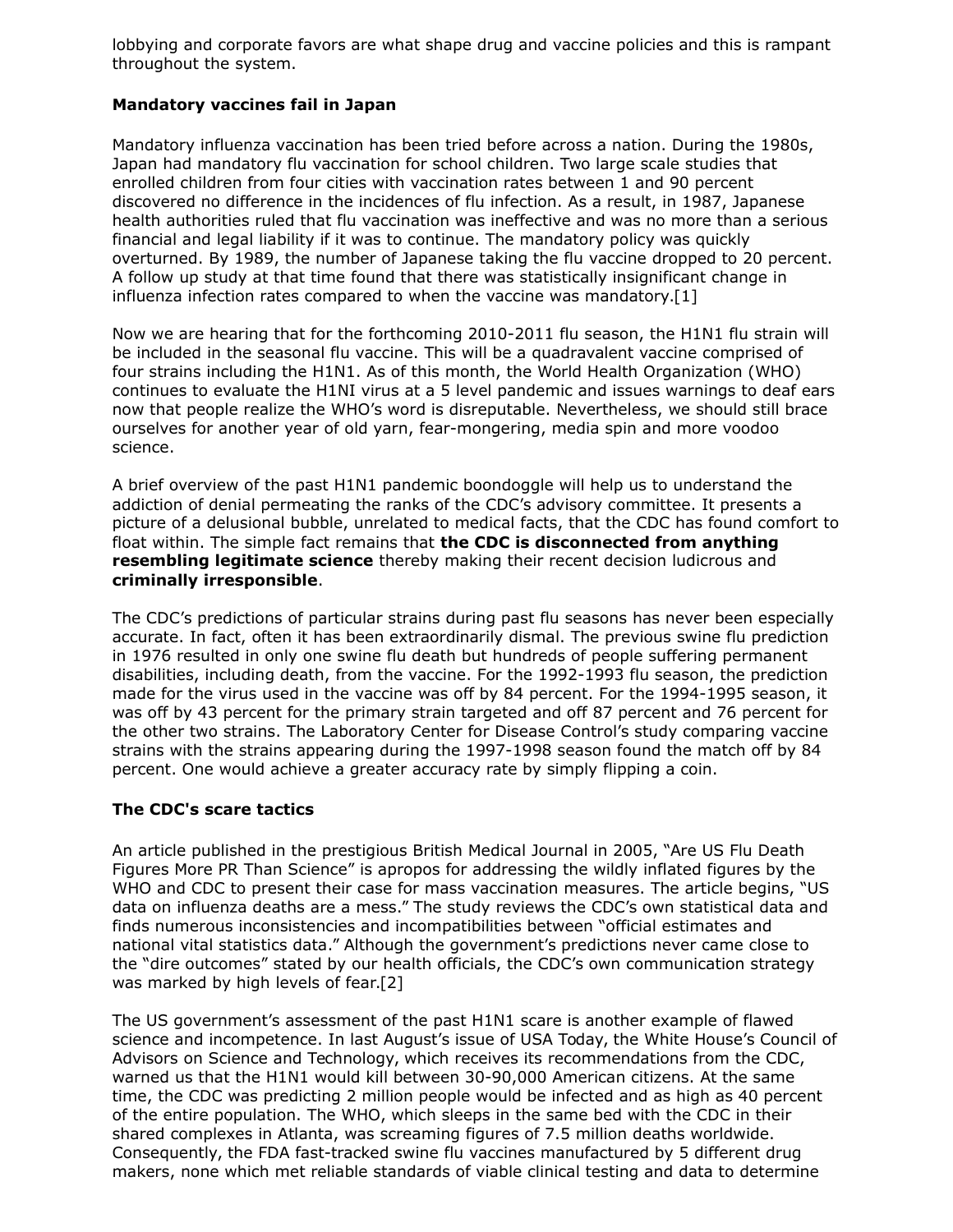lobbying and corporate favors are what shape drug and vaccine policies and this is rampant throughout the system.

**Mandatory vaccines fail in Japan**

Mandatory influenza vaccination has been tried before across a nation. During the 1980s, Japan had mandatory flu vaccination for school children. Two large scale studies that enrolled children from four cities with vaccination rates between 1 and 90 percent discovered no difference in the incidences of flu infection. As a result, in 1987, Japanese health authorities ruled that flu vaccination was ineffective and was no more than a serious financial and legal liability if it was to continue. The mandatory policy was quickly overturned. By 1989, the number of Japanese taking the flu vaccine dropped to 20 percent. A follow up study at that time found that there was statistically insignificant change in influenza infection rates compared to when the vaccine was mandatory.[1]

Now we are hearing that for the forthcoming 2010-2011 flu season, the H1N1 flu strain will be included in the seasonal flu vaccine. This will be a quadravalent vaccine comprised of four strains including the H1N1. As of this month, the World Health Organization (WHO) continues to evaluate the H1NI virus at a 5 level pandemic and issues warnings to deaf ears now that people realize the WHO's word is disreputable. Nevertheless, we should still brace ourselves for another year of old yarn, fear-mongering, media spin and more voodoo science.

A brief overview of the past H1N1 pandemic boondoggle will help us to understand the addiction of denial permeating the ranks of the CDC's advisory committee. It presents a picture of a delusional bubble, unrelated to medical facts, that the CDC has found comfort to float within. The simple fact remains that **the CDC is disconnected from anything resembling legitimate science** thereby making their recent decision ludicrous and **criminally irresponsible**.

The CDC's predictions of particular strains during past flu seasons has never been especially accurate. In fact, often it has been extraordinarily dismal. The previous swine flu prediction in 1976 resulted in only one swine flu death but hundreds of people suffering permanent disabilities, including death, from the vaccine. For the 1992-1993 flu season, the prediction made for the virus used in the vaccine was off by 84 percent. For the 1994-1995 season, it was off by 43 percent for the primary strain targeted and off 87 percent and 76 percent for the other two strains. The Laboratory Center for Disease Control's study comparing vaccine strains with the strains appearing during the 1997-1998 season found the match off by 84 percent. One would achieve a greater accuracy rate by simply flipping a coin.

**The CDC's scare tactics**

An article published in the prestigious British Medical Journal in 2005, "Are US Flu Death Figures More PR Than Science" is apropos for addressing the wildly inflated figures by the WHO and CDC to present their case for mass vaccination measures. The article begins, "US data on influenza deaths are a mess." The study reviews the CDC's own statistical data and finds numerous inconsistencies and incompatibilities between "official estimates and national vital statistics data." Although the government's predictions never came close to the "dire outcomes" stated by our health officials, the CDC's own communication strategy was marked by high levels of fear.[2]

The US government's assessment of the past H1N1 scare is another example of flawed science and incompetence. In last August's issue of USA Today, the White House's Council of Advisors on Science and Technology, which receives its recommendations from the CDC, warned us that the H1N1 would kill between 30-90,000 American citizens. At the same time, the CDC was predicting 2 million people would be infected and as high as 40 percent of the entire population. The WHO, which sleeps in the same bed with the CDC in their shared complexes in Atlanta, was screaming figures of 7.5 million deaths worldwide. Consequently, the FDA fast-tracked swine flu vaccines manufactured by 5 different drug makers, none which met reliable standards of viable clinical testing and data to determine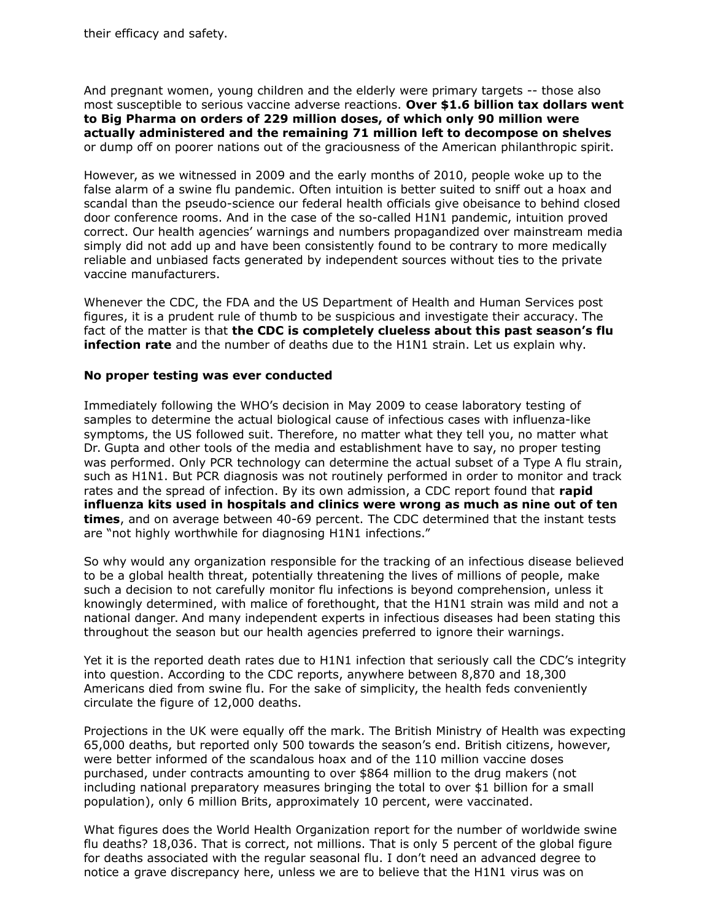their efficacy and safety.

And pregnant women, young children and the elderly were primary targets -- those also most susceptible to serious vaccine adverse reactions. **Over $1.6 billion tax dollars went to Big Pharma on orders of 229 million doses, of which only 90 million were actually administered and the remaining 71 million left to decompose on shelves** or dump off on poorer nations out of the graciousness of the American philanthropic spirit.

However, as we witnessed in 2009 and the early months of 2010, people woke up to the false alarm of a swine flu pandemic. Often intuition is better suited to sniff out a hoax and scandal than the pseudo-science our federal health officials give obeisance to behind closed door conference rooms. And in the case of the so-called H1N1 pandemic, intuition proved correct. Our health agencies' warnings and numbers propagandized over mainstream media simply did not add up and have been consistently found to be contrary to more medically reliable and unbiased facts generated by independent sources without ties to the private vaccine manufacturers.

Whenever the CDC, the FDA and the US Department of Health and Human Services post figures, it is a prudent rule of thumb to be suspicious and investigate their accuracy. The fact of the matter is that **the CDC is completely clueless about this past season's flu infection rate** and the number of deaths due to the H1N1 strain. Let us explain why.

**No proper testing was ever conducted**

Immediately following the WHO's decision in May 2009 to cease laboratory testing of samples to determine the actual biological cause of infectious cases with influenza-like symptoms, the US followed suit. Therefore, no matter what they tell you, no matter what Dr. Gupta and other tools of the media and establishment have to say, no proper testing was performed. Only PCR technology can determine the actual subset of a Type A flu strain, such as H1N1. But PCR diagnosis was not routinely performed in order to monitor and track rates and the spread of infection. By its own admission, a CDC report found that **rapid influenza kits used in hospitals and clinics were wrong as much as nine out of ten times**, and on average between 40-69 percent. The CDC determined that the instant tests are "not highly worthwhile for diagnosing H1N1 infections."

So why would any organization responsible for the tracking of an infectious disease believed to be a global health threat, potentially threatening the lives of millions of people, make such a decision to not carefully monitor flu infections is beyond comprehension, unless it knowingly determined, with malice of forethought, that the H1N1 strain was mild and not a national danger. And many independent experts in infectious diseases had been stating this throughout the season but our health agencies preferred to ignore their warnings.

Yet it is the reported death rates due to H1N1 infection that seriously call the CDC's integrity into question. According to the CDC reports, anywhere between 8,870 and 18,300 Americans died from swine flu. For the sake of simplicity, the health feds conveniently circulate the figure of 12,000 deaths.

Projections in the UK were equally off the mark. The British Ministry of Health was expecting 65,000 deaths, but reported only 500 towards the season's end. British citizens, however, were better informed of the scandalous hoax and of the 110 million vaccine doses purchased, under contracts amounting to over $864 million to the drug makers (not including national preparatory measures bringing the total to over $1 billion for a small population), only 6 million Brits, approximately 10 percent, were vaccinated.

What figures does the World Health Organization report for the number of worldwide swine flu deaths? 18,036. That is correct, not millions. That is only 5 percent of the global figure for deaths associated with the regular seasonal flu. I don't need an advanced degree to notice a grave discrepancy here, unless we are to believe that the H1N1 virus was on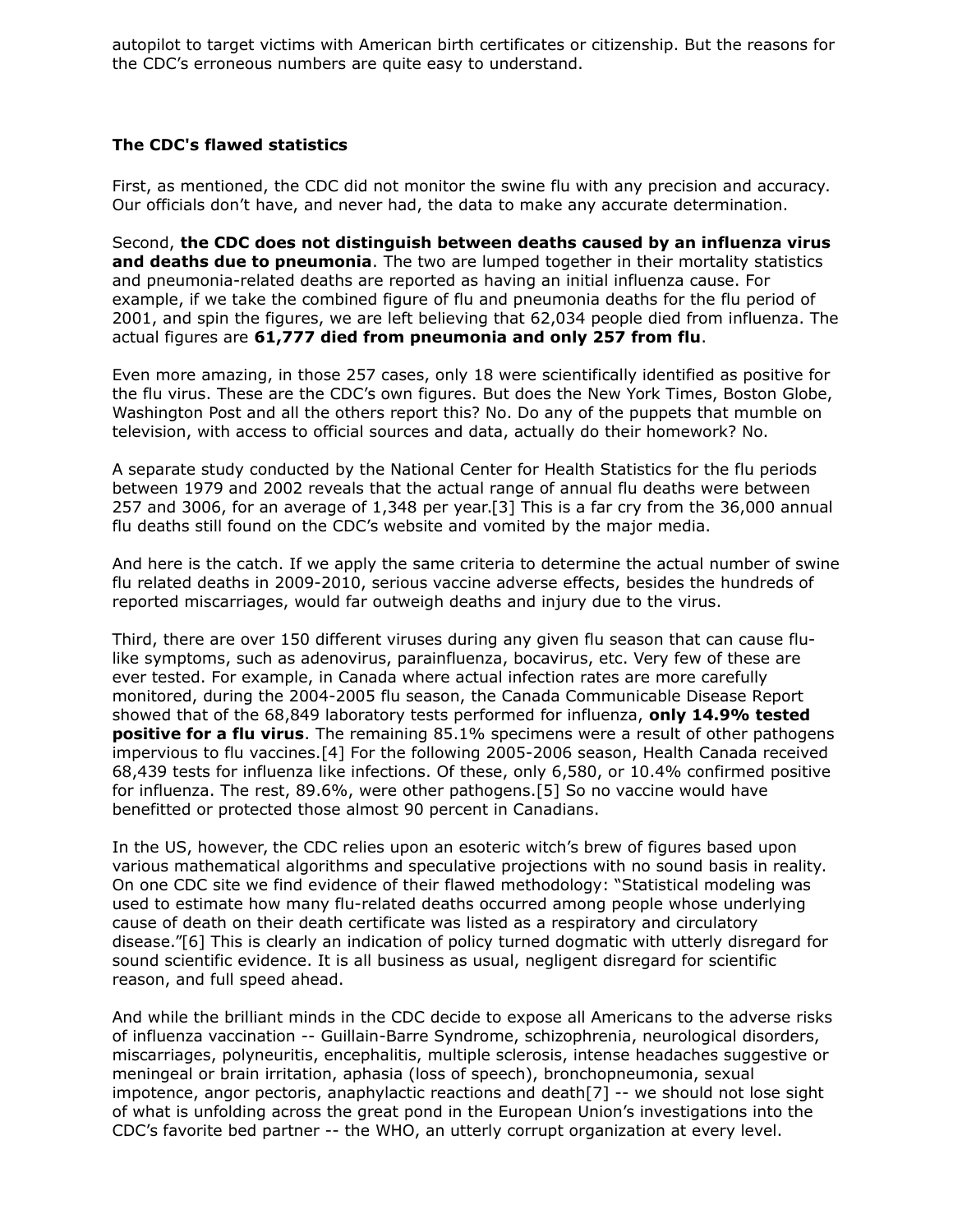autopilot to target victims with American birth certificates or citizenship. But the reasons for the CDC's erroneous numbers are quite easy to understand.

**The CDC's flawed statistics**

First, as mentioned, the CDC did not monitor the swine flu with any precision and accuracy. Our officials don't have, and never had, the data to make any accurate determination.

Second, **the CDC does not distinguish between deaths caused by an influenza virus and deaths due to pneumonia**. The two are lumped together in their mortality statistics and pneumonia-related deaths are reported as having an initial influenza cause. For example, if we take the combined figure of flu and pneumonia deaths for the flu period of 2001, and spin the figures, we are left believing that 62,034 people died from influenza. The actual figures are **61,777 died from pneumonia and only 257 from flu**.

Even more amazing, in those 257 cases, only 18 were scientifically identified as positive for the flu virus. These are the CDC's own figures. But does the New York Times, Boston Globe, Washington Post and all the others report this? No. Do any of the puppets that mumble on television, with access to official sources and data, actually do their homework? No.

A separate study conducted by the National Center for Health Statistics for the flu periods between 1979 and 2002 reveals that the actual range of annual flu deaths were between 257 and 3006, for an average of 1,348 per year.[3] This is a far cry from the 36,000 annual flu deaths still found on the CDC's website and vomited by the major media.

And here is the catch. If we apply the same criteria to determine the actual number of swine flu related deaths in 2009-2010, serious vaccine adverse effects, besides the hundreds of reported miscarriages, would far outweigh deaths and injury due to the virus.

Third, there are over 150 different viruses during any given flu season that can cause flu-like symptoms, such as adenovirus, parainfluenza, bocavirus, etc. Very few of these are ever tested. For example, in Canada where actual infection rates are more carefully monitored, during the 2004-2005 flu season, the Canada Communicable Disease Report showed that of the 68,849 laboratory tests performed for influenza, **only 14.9% tested positive for a flu virus**. The remaining 85.1% specimens were a result of other pathogens impervious to flu vaccines.[4] For the following 2005-2006 season, Health Canada received 68,439 tests for influenza like infections. Of these, only 6,580, or 10.4% confirmed positive for influenza. The rest, 89.6%, were other pathogens.[5] So no vaccine would have benefitted or protected those almost 90 percent in Canadians.

In the US, however, the CDC relies upon an esoteric witch's brew of figures based upon various mathematical algorithms and speculative projections with no sound basis in reality. On one CDC site we find evidence of their flawed methodology: "Statistical modeling was used to estimate how many flu-related deaths occurred among people whose underlying cause of death on their death certificate was listed as a respiratory and circulatory disease."[6] This is clearly an indication of policy turned dogmatic with utterly disregard for sound scientific evidence. It is all business as usual, negligent disregard for scientific reason, and full speed ahead.

And while the brilliant minds in the CDC decide to expose all Americans to the adverse risks of influenza vaccination -- Guillain-Barre Syndrome, schizophrenia, neurological disorders, miscarriages, polyneuritis, encephalitis, multiple sclerosis, intense headaches suggestive or meningeal or brain irritation, aphasia (loss of speech), bronchopneumonia, sexual impotence, angor pectoris, anaphylactic reactions and death[7] -- we should not lose sight of what is unfolding across the great pond in the European Union's investigations into the CDC's favorite bed partner -- the WHO, an utterly corrupt organization at every level.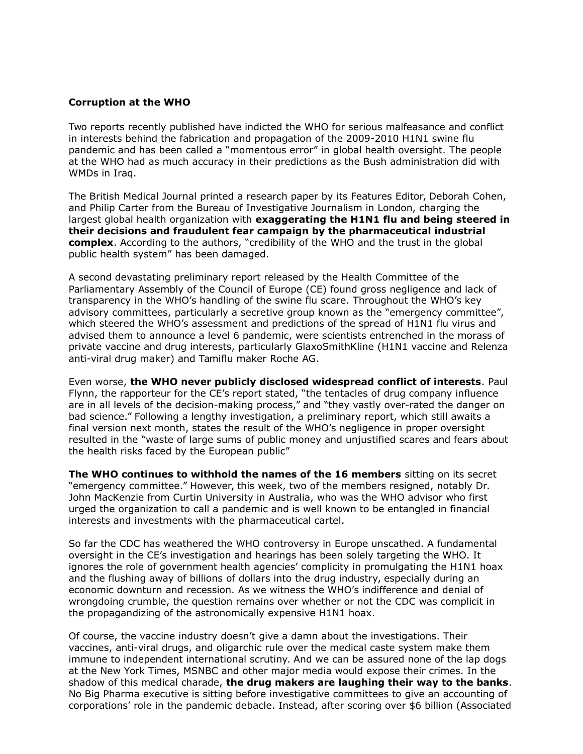**Corruption at the WHO**

Two reports recently published have indicted the WHO for serious malfeasance and conflict in interests behind the fabrication and propagation of the 2009-2010 H1N1 swine flu pandemic and has been called a "momentous error" in global health oversight. The people at the WHO had as much accuracy in their predictions as the Bush administration did with WMDs in Iraq.

The British Medical Journal printed a research paper by its Features Editor, Deborah Cohen, and Philip Carter from the Bureau of Investigative Journalism in London, charging the largest global health organization with **exaggerating the H1N1 flu and being steered in their decisions and fraudulent fear campaign by the pharmaceutical industrial complex**. According to the authors, "credibility of the WHO and the trust in the global public health system" has been damaged.

A second devastating preliminary report released by the Health Committee of the Parliamentary Assembly of the Council of Europe (CE) found gross negligence and lack of transparency in the WHO's handling of the swine flu scare. Throughout the WHO's key advisory committees, particularly a secretive group known as the "emergency committee", which steered the WHO's assessment and predictions of the spread of H1N1 flu virus and advised them to announce a level 6 pandemic, were scientists entrenched in the morass of private vaccine and drug interests, particularly GlaxoSmithKline (H1N1 vaccine and Relenza anti-viral drug maker) and Tamiflu maker Roche AG.

Even worse, **the WHO never publicly disclosed widespread conflict of interests**. Paul Flynn, the rapporteur for the CE's report stated, "the tentacles of drug company influence are in all levels of the decision-making process," and "they vastly over-rated the danger on bad science." Following a lengthy investigation, a preliminary report, which still awaits a final version next month, states the result of the WHO's negligence in proper oversight resulted in the "waste of large sums of public money and unjustified scares and fears about the health risks faced by the European public"

**The WHO continues to withhold the names of the 16 members** sitting on its secret "emergency committee." However, this week, two of the members resigned, notably Dr. John MacKenzie from Curtin University in Australia, who was the WHO advisor who first urged the organization to call a pandemic and is well known to be entangled in financial interests and investments with the pharmaceutical cartel.

So far the CDC has weathered the WHO controversy in Europe unscathed. A fundamental oversight in the CE's investigation and hearings has been solely targeting the WHO. It ignores the role of government health agencies' complicity in promulgating the H1N1 hoax and the flushing away of billions of dollars into the drug industry, especially during an economic downturn and recession. As we witness the WHO's indifference and denial of wrongdoing crumble, the question remains over whether or not the CDC was complicit in the propagandizing of the astronomically expensive H1N1 hoax.

Of course, the vaccine industry doesn't give a damn about the investigations. Their vaccines, anti-viral drugs, and oligarchic rule over the medical caste system make them immune to independent international scrutiny. And we can be assured none of the lap dogs at the New York Times, MSNBC and other major media would expose their crimes. In the shadow of this medical charade, **the drug makers are laughing their way to the banks**. No Big Pharma executive is sitting before investigative committees to give an accounting of corporations' role in the pandemic debacle. Instead, after scoring over $6 billion (Associated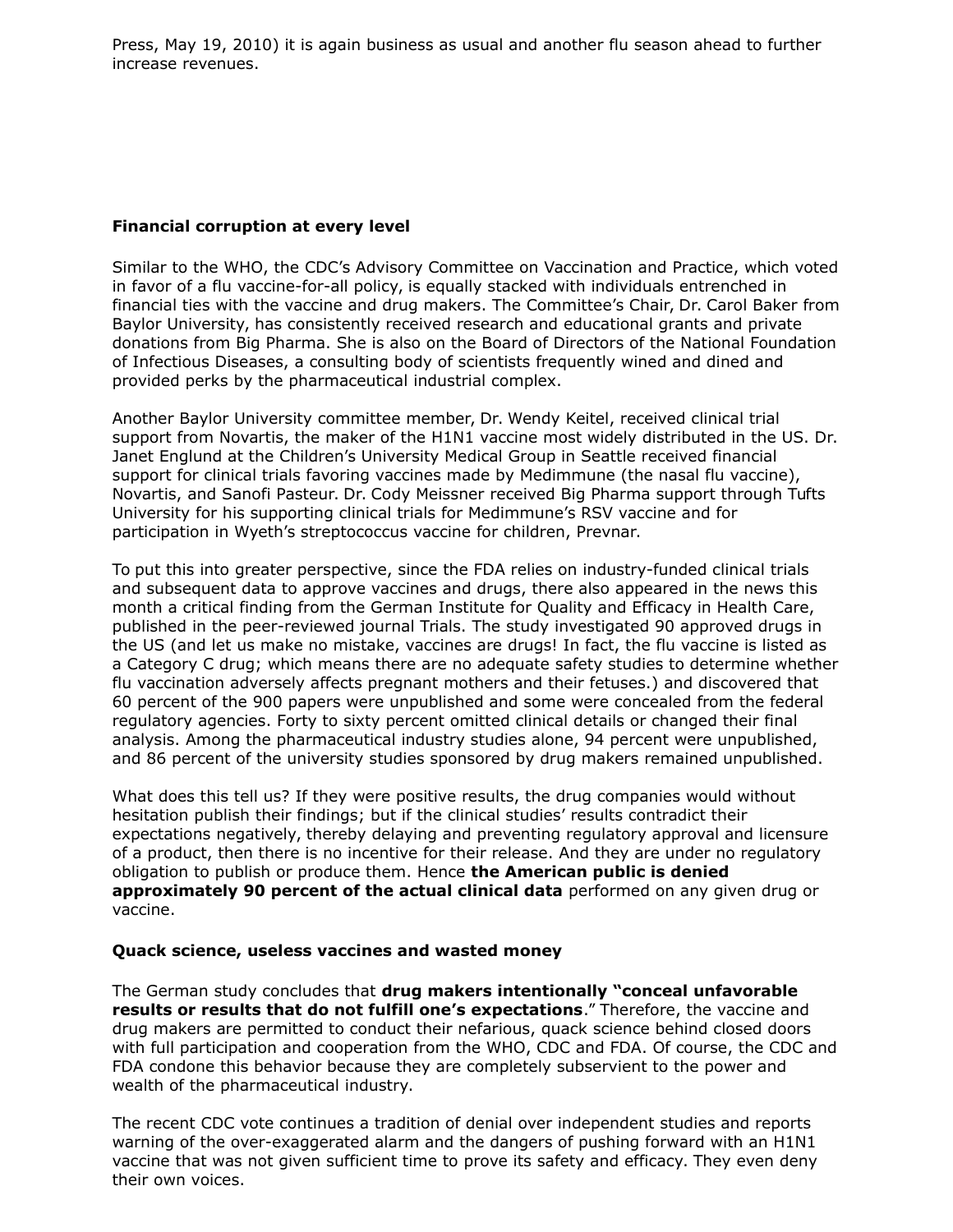Press, May 19, 2010) it is again business as usual and another flu season ahead to further increase revenues.

**Financial corruption at every level**

Similar to the WHO, the CDC's Advisory Committee on Vaccination and Practice, which voted in favor of a flu vaccine-for-all policy, is equally stacked with individuals entrenched in financial ties with the vaccine and drug makers. The Committee's Chair, Dr. Carol Baker from Baylor University, has consistently received research and educational grants and private donations from Big Pharma. She is also on the Board of Directors of the National Foundation of Infectious Diseases, a consulting body of scientists frequently wined and dined and provided perks by the pharmaceutical industrial complex.

Another Baylor University committee member, Dr. Wendy Keitel, received clinical trial support from Novartis, the maker of the H1N1 vaccine most widely distributed in the US. Dr. Janet Englund at the Children's University Medical Group in Seattle received financial support for clinical trials favoring vaccines made by Medimmune (the nasal flu vaccine), Novartis, and Sanofi Pasteur. Dr. Cody Meissner received Big Pharma support through Tufts University for his supporting clinical trials for Medimmune's RSV vaccine and for participation in Wyeth's streptococcus vaccine for children, Prevnar.

To put this into greater perspective, since the FDA relies on industry-funded clinical trials and subsequent data to approve vaccines and drugs, there also appeared in the news this month a critical finding from the German Institute for Quality and Efficacy in Health Care, published in the peer-reviewed journal Trials. The study investigated 90 approved drugs in the US (and let us make no mistake, vaccines are drugs! In fact, the flu vaccine is listed as a Category C drug; which means there are no adequate safety studies to determine whether flu vaccination adversely affects pregnant mothers and their fetuses.) and discovered that 60 percent of the 900 papers were unpublished and some were concealed from the federal regulatory agencies. Forty to sixty percent omitted clinical details or changed their final analysis. Among the pharmaceutical industry studies alone, 94 percent were unpublished, and 86 percent of the university studies sponsored by drug makers remained unpublished.

What does this tell us? If they were positive results, the drug companies would without hesitation publish their findings; but if the clinical studies' results contradict their expectations negatively, thereby delaying and preventing regulatory approval and licensure of a product, then there is no incentive for their release. And they are under no regulatory obligation to publish or produce them. Hence **the American public is denied approximately 90 percent of the actual clinical data** performed on any given drug or vaccine.

**Quack science, useless vaccines and wasted money**

The German study concludes that **drug makers intentionally "conceal unfavorable results or results that do not fulfill one's expectations**." Therefore, the vaccine and drug makers are permitted to conduct their nefarious, quack science behind closed doors with full participation and cooperation from the WHO, CDC and FDA. Of course, the CDC and FDA condone this behavior because they are completely subservient to the power and wealth of the pharmaceutical industry.

The recent CDC vote continues a tradition of denial over independent studies and reports warning of the over-exaggerated alarm and the dangers of pushing forward with an H1N1 vaccine that was not given sufficient time to prove its safety and efficacy. They even deny their own voices.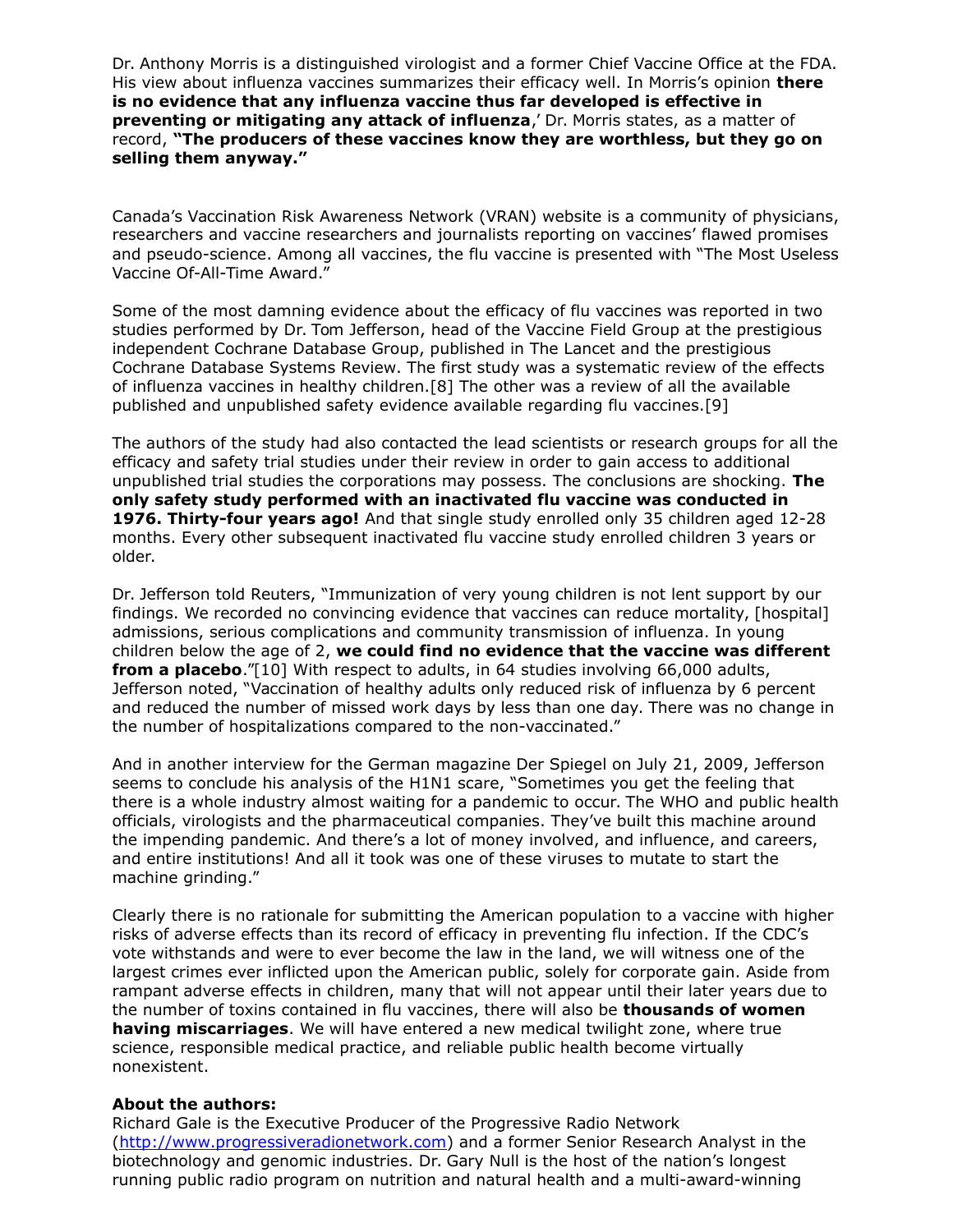Dr. Anthony Morris is a distinguished virologist and a former Chief Vaccine Office at the FDA. His view about influenza vaccines summarizes their efficacy well. In Morris's opinion **there is no evidence that any influenza vaccine thus far developed is effective in preventing or mitigating any attack of influenza**,' Dr. Morris states, as a matter of record, **"The producers of these vaccines know they are worthless, but they go on selling them anyway."**

Canada's Vaccination Risk Awareness Network (VRAN) website is a community of physicians, researchers and vaccine researchers and journalists reporting on vaccines' flawed promises and pseudo-science. Among all vaccines, the flu vaccine is presented with "The Most Useless Vaccine Of-All-Time Award."

Some of the most damning evidence about the efficacy of flu vaccines was reported in two studies performed by Dr. Tom Jefferson, head of the Vaccine Field Group at the prestigious independent Cochrane Database Group, published in The Lancet and the prestigious Cochrane Database Systems Review. The first study was a systematic review of the effects of influenza vaccines in healthy children.[8] The other was a review of all the available published and unpublished safety evidence available regarding flu vaccines.[9]

The authors of the study had also contacted the lead scientists or research groups for all the efficacy and safety trial studies under their review in order to gain access to additional unpublished trial studies the corporations may possess. The conclusions are shocking. **The only safety study performed with an inactivated flu vaccine was conducted in 1976. Thirty-four years ago!** And that single study enrolled only 35 children aged 12-28 months. Every other subsequent inactivated flu vaccine study enrolled children 3 years or older.

Dr. Jefferson told Reuters, "Immunization of very young children is not lent support by our findings. We recorded no convincing evidence that vaccines can reduce mortality, [hospital] admissions, serious complications and community transmission of influenza. In young children below the age of 2, **we could find no evidence that the vaccine was different from a placebo**."[10] With respect to adults, in 64 studies involving 66,000 adults, Jefferson noted, "Vaccination of healthy adults only reduced risk of influenza by 6 percent and reduced the number of missed work days by less than one day. There was no change in the number of hospitalizations compared to the non-vaccinated."

And in another interview for the German magazine Der Spiegel on July 21, 2009, Jefferson seems to conclude his analysis of the H1N1 scare, "Sometimes you get the feeling that there is a whole industry almost waiting for a pandemic to occur. The WHO and public health officials, virologists and the pharmaceutical companies. They've built this machine around the impending pandemic. And there's a lot of money involved, and influence, and careers, and entire institutions! And all it took was one of these viruses to mutate to start the machine grinding."

Clearly there is no rationale for submitting the American population to a vaccine with higher risks of adverse effects than its record of efficacy in preventing flu infection. If the CDC's vote withstands and were to ever become the law in the land, we will witness one of the largest crimes ever inflicted upon the American public, solely for corporate gain. Aside from rampant adverse effects in children, many that will not appear until their later years due to the number of toxins contained in flu vaccines, there will also be **thousands of women having miscarriages**. We will have entered a new medical twilight zone, where true science, responsible medical practice, and reliable public health become virtually nonexistent.

**About the authors:**
Richard Gale is the Executive Producer of the Progressive Radio Network (http://www.progressiveradionetwork.com) and a former Senior Research Analyst in the biotechnology and genomic industries. Dr. Gary Null is the host of the nation's longest running public radio program on nutrition and natural health and a multi-award-winning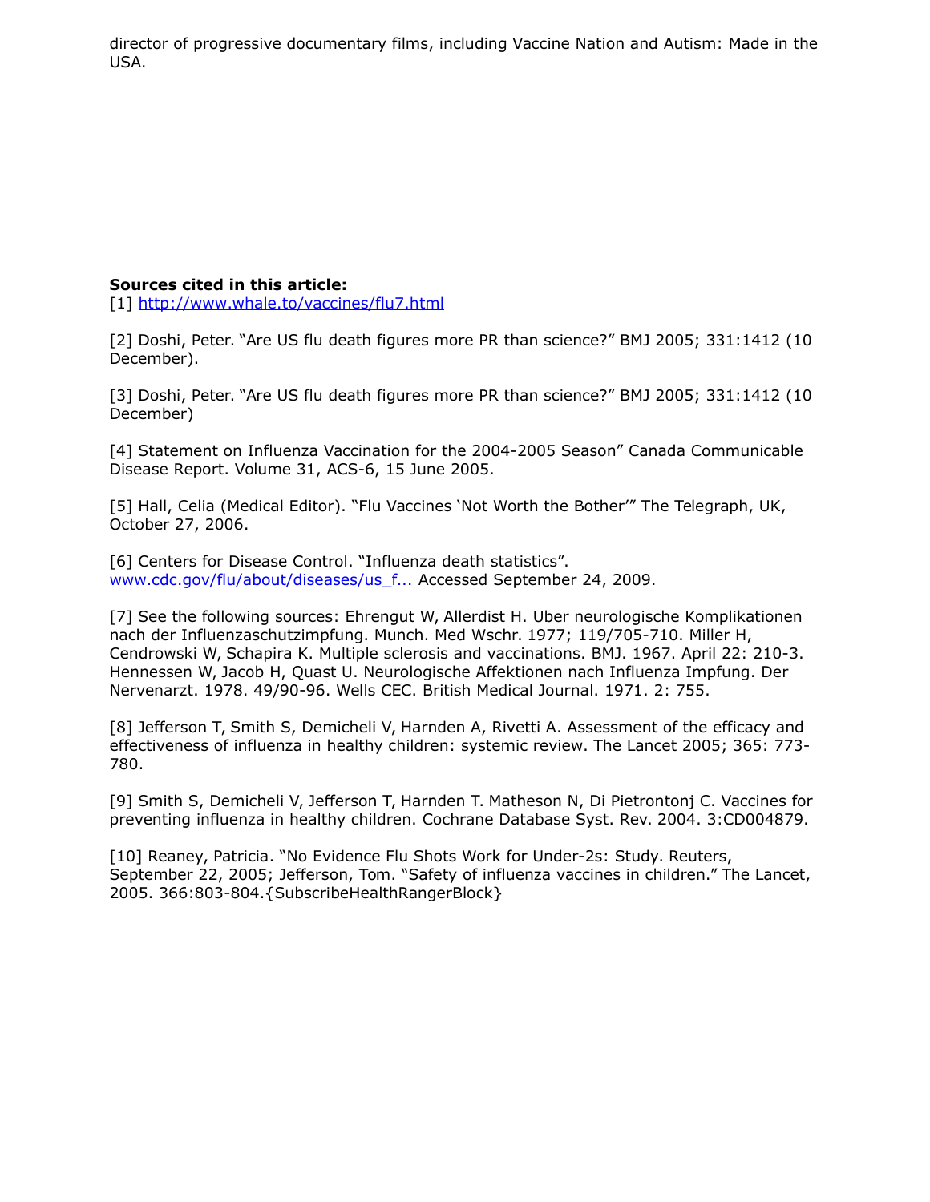director of progressive documentary films, including Vaccine Nation and Autism: Made in the USA.

**Sources cited in this article:**

[1] http://www.whale.to/vaccines/flu7.html

[2] Doshi, Peter. "Are US flu death figures more PR than science?" BMJ 2005; 331:1412 (10 December).

[3] Doshi, Peter. "Are US flu death figures more PR than science?" BMJ 2005; 331:1412 (10 December)

[4] Statement on Influenza Vaccination for the 2004-2005 Season" Canada Communicable Disease Report. Volume 31, ACS-6, 15 June 2005.

[5] Hall, Celia (Medical Editor). "Flu Vaccines 'Not Worth the Bother'" The Telegraph, UK, October 27, 2006.

[6] Centers for Disease Control. "Influenza death statistics". www.cdc.gov/flu/about/diseases/us_f... Accessed September 24, 2009.

[7] See the following sources: Ehrengut W, Allerdist H. Uber neurologische Komplikationen nach der Influenzaschutzimpfung. Munch. Med Wschr. 1977; 119/705-710. Miller H, Cendrowski W, Schapira K. Multiple sclerosis and vaccinations. BMJ. 1967. April 22: 210-3. Hennessen W, Jacob H, Quast U. Neurologische Affektionen nach Influenza Impfung. Der Nervenarzt. 1978. 49/90-96. Wells CEC. British Medical Journal. 1971. 2: 755.

[8] Jefferson T, Smith S, Demicheli V, Harnden A, Rivetti A. Assessment of the efficacy and effectiveness of influenza in healthy children: systemic review. The Lancet 2005; 365: 773-780.

[9] Smith S, Demicheli V, Jefferson T, Harnden T. Matheson N, Di Pietrontonj C. Vaccines for preventing influenza in healthy children. Cochrane Database Syst. Rev. 2004. 3:CD004879.

[10] Reaney, Patricia. "No Evidence Flu Shots Work for Under-2s: Study. Reuters, September 22, 2005; Jefferson, Tom. "Safety of influenza vaccines in children." The Lancet, 2005. 366:803-804.{SubscribeHealthRangerBlock}